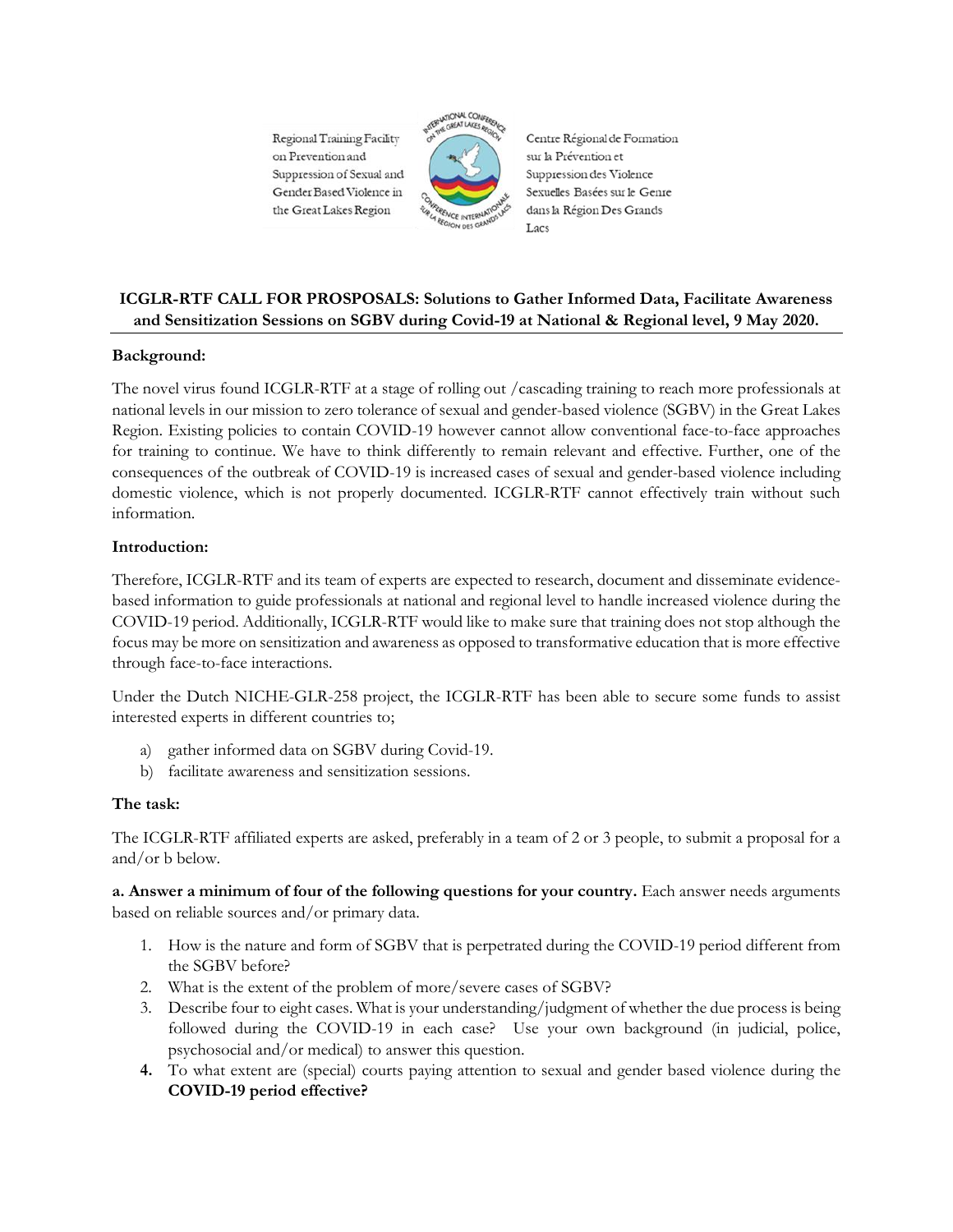Regional Training Facility on Prevention and Suppression of Sexual and Gender Based Violence in the Great Lakes Region

Centre Régional de Formation sur la Prévention et Suppression des Violence Sexuelles Basées sur le Genre dans la Région Des Grands Lacs

**ICGLR-RTF CALL FOR PROSPOSALS: Solutions to Gather Informed Data, Facilitate Awareness and Sensitization Sessions on SGBV during Covid-19 at National & Regional level, 9 May 2020.**

**Background:**

The novel virus found ICGLR-RTF at a stage of rolling out /cascading training to reach more professionals at national levels in our mission to zero tolerance of sexual and gender-based violence (SGBV) in the Great Lakes Region. Existing policies to contain COVID-19 however cannot allow conventional face-to-face approaches for training to continue. We have to think differently to remain relevant and effective. Further, one of the consequences of the outbreak of COVID-19 is increased cases of sexual and gender-based violence including domestic violence, which is not properly documented. ICGLR-RTF cannot effectively train without such information.

**Introduction:**

Therefore, ICGLR-RTF and its team of experts are expected to research, document and disseminate evidence-based information to guide professionals at national and regional level to handle increased violence during the COVID-19 period. Additionally, ICGLR-RTF would like to make sure that training does not stop although the focus may be more on sensitization and awareness as opposed to transformative education that is more effective through face-to-face interactions.

Under the Dutch NICHE-GLR-258 project, the ICGLR-RTF has been able to secure some funds to assist interested experts in different countries to;

a) gather informed data on SGBV during Covid-19.
b) facilitate awareness and sensitization sessions.

**The task:**

The ICGLR-RTF affiliated experts are asked, preferably in a team of 2 or 3 people, to submit a proposal for a and/or b below.

**a. Answer a minimum of four of the following questions for your country.** Each answer needs arguments based on reliable sources and/or primary data.

1. How is the nature and form of SGBV that is perpetrated during the COVID-19 period different from the SGBV before?
2. What is the extent of the problem of more/severe cases of SGBV?
3. Describe four to eight cases. What is your understanding/judgment of whether the due process is being followed during the COVID-19 in each case? Use your own background (in judicial, police, psychosocial and/or medical) to answer this question.
4. To what extent are (special) courts paying attention to sexual and gender based violence during the **COVID-19 period effective?**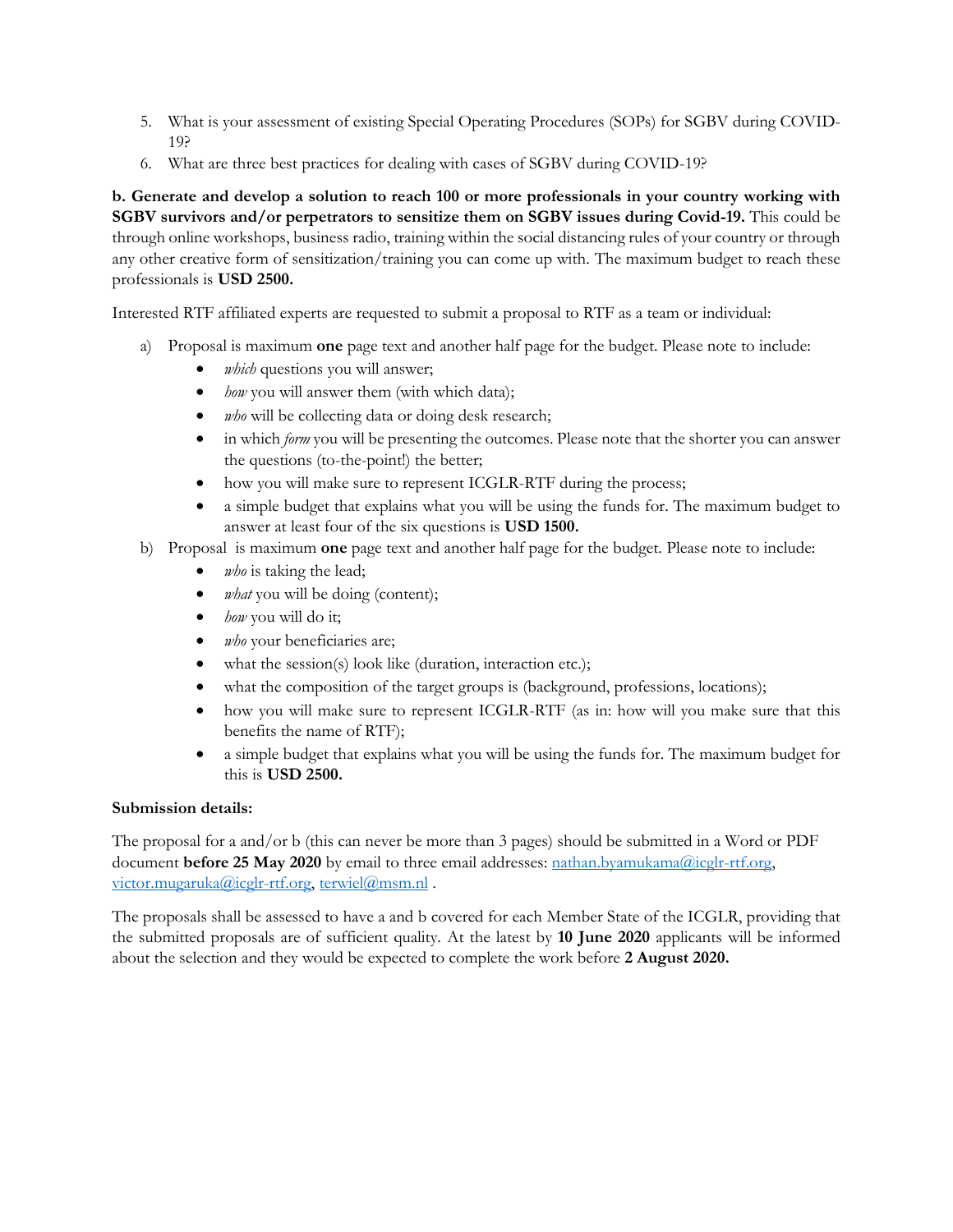5. What is your assessment of existing Special Operating Procedures (SOPs) for SGBV during COVID-19?
6. What are three best practices for dealing with cases of SGBV during COVID-19?

**b. Generate and develop a solution to reach 100 or more professionals in your country working with SGBV survivors and/or perpetrators to sensitize them on SGBV issues during Covid-19.** This could be through online workshops, business radio, training within the social distancing rules of your country or through any other creative form of sensitization/training you can come up with. The maximum budget to reach these professionals is **USD 2500.**

Interested RTF affiliated experts are requested to submit a proposal to RTF as a team or individual:

a) Proposal is maximum **one** page text and another half page for the budget. Please note to include:
   - *which* questions you will answer;
   - *how* you will answer them (with which data);
   - *who* will be collecting data or doing desk research;
   - in which *form* you will be presenting the outcomes. Please note that the shorter you can answer the questions (to-the-point!) the better;
   - how you will make sure to represent ICGLR-RTF during the process;
   - a simple budget that explains what you will be using the funds for. The maximum budget to answer at least four of the six questions is **USD 1500.**

b) Proposal is maximum **one** page text and another half page for the budget. Please note to include:
   - *who* is taking the lead;
   - *what* you will be doing (content);
   - *how* you will do it;
   - *who* your beneficiaries are;
   - what the session(s) look like (duration, interaction etc.);
   - what the composition of the target groups is (background, professions, locations);
   - how you will make sure to represent ICGLR-RTF (as in: how will you make sure that this benefits the name of RTF);
   - a simple budget that explains what you will be using the funds for. The maximum budget for this is **USD 2500.**

**Submission details:**

The proposal for a and/or b (this can never be more than 3 pages) should be submitted in a Word or PDF document **before 25 May 2020** by email to three email addresses: nathan.byamukama@icglr-rtf.org, victor.mugaruka@icglr-rtf.org, terwiel@msm.nl .

The proposals shall be assessed to have a and b covered for each Member State of the ICGLR, providing that the submitted proposals are of sufficient quality. At the latest by **10 June 2020** applicants will be informed about the selection and they would be expected to complete the work before **2 August 2020.**